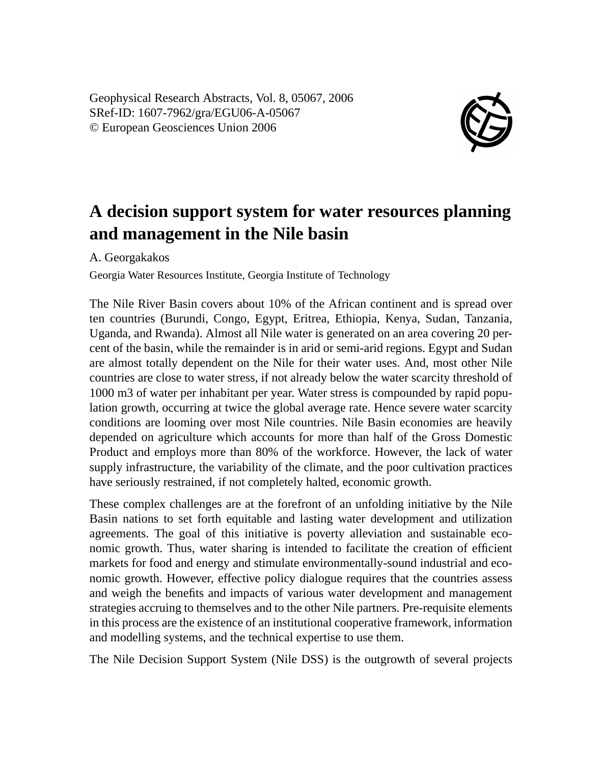# A decision support system for water resources planning and management in the Nile basin

A. Georgakakos

Georgia Water Resources Institute, Georgia Institute of Technology

The Nile River Basin covers about 10% of the African continent and is spread over ten countries (Burundi, Congo, Egypt, Eritrea, Ethiopia, Kenya, Sudan, Tanzania, Uganda, and Rwanda). Almost all Nile water is generated on an area covering 20 percent of the basin, while the remainder is in arid or semi-arid regions. Egypt and Sudan are almost totally dependent on the Nile for their water uses. And, most other Nile countries are close to water stress, if not already below the water scarcity threshold of 1000 m3 of water per inhabitant per year. Water stress is compounded by rapid population growth, occurring at twice the global average rate. Hence severe water scarcity conditions are looming over most Nile countries. Nile Basin economies are heavily depended on agriculture which accounts for more than half of the Gross Domestic Product and employs more than 80% of the workforce. However, the lack of water supply infrastructure, the variability of the climate, and the poor cultivation practices have seriously restrained, if not completely halted, economic growth.

These complex challenges are at the forefront of an unfolding initiative by the Nile Basin nations to set forth equitable and lasting water development and utilization agreements. The goal of this initiative is poverty alleviation and sustainable economic growth. Thus, water sharing is intended to facilitate the creation of efficient markets for food and energy and stimulate environmentally-sound industrial and economic growth. However, effective policy dialogue requires that the countries assess and weigh the benefits and impacts of various water development and management strategies accruing to themselves and to the other Nile partners. Pre-requisite elements in this process are the existence of an institutional cooperative framework, information and modelling systems, and the technical expertise to use them.

The Nile Decision Support System (Nile DSS) is the outgrowth of several projects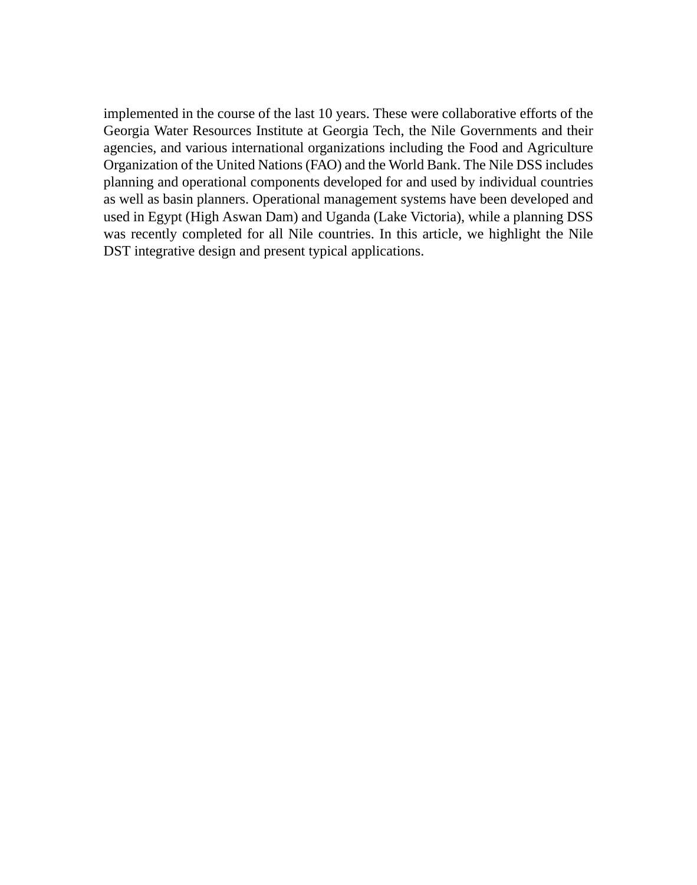implemented in the course of the last 10 years. These were collaborative efforts of the Georgia Water Resources Institute at Georgia Tech, the Nile Governments and their agencies, and various international organizations including the Food and Agriculture Organization of the United Nations (FAO) and the World Bank. The Nile DSS includes planning and operational components developed for and used by individual countries as well as basin planners. Operational management systems have been developed and used in Egypt (High Aswan Dam) and Uganda (Lake Victoria), while a planning DSS was recently completed for all Nile countries. In this article, we highlight the Nile DST integrative design and present typical applications.